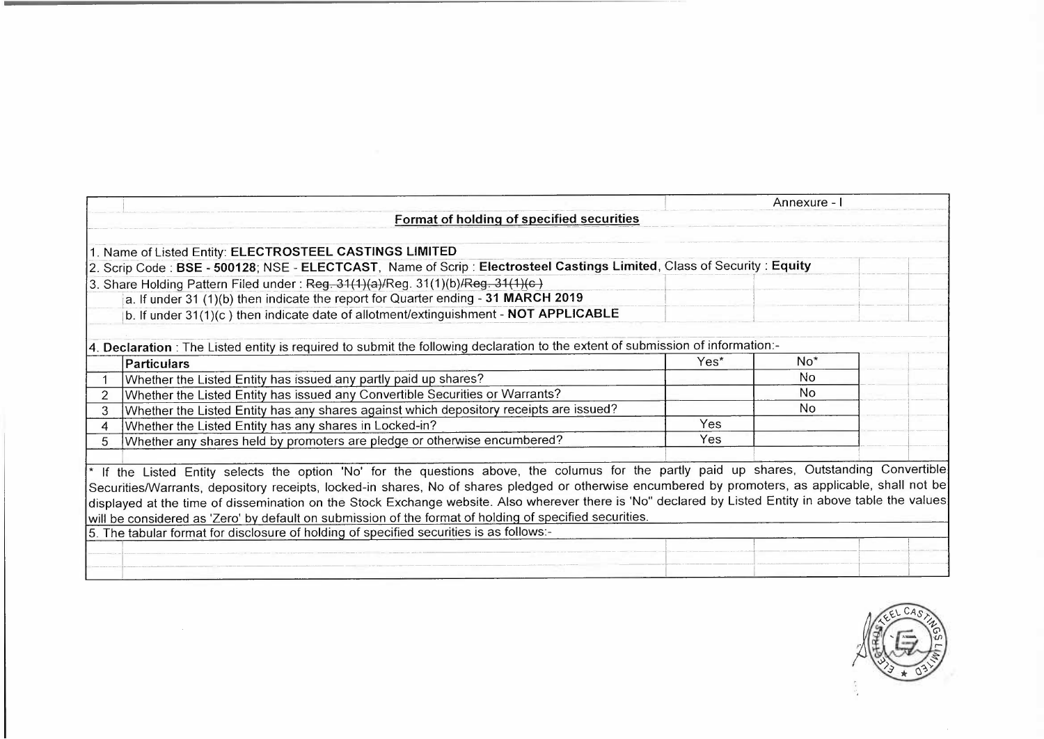Annexure - I

## Format of holding of specified securities

1. Name of Listed Entity: **ELECTROSTEEL CASTINGS LIMITED**
2. Scrip Code : **BSE - 500128**; NSE - **ELECTCAST**, Name of Scrip : **Electrosteel Castings Limited**, Class of Security : **Equity**
3. Share Holding Pattern Filed under : ~~Reg. 31(1)(a)~~/Reg. 31(1)(b)/~~Reg. 31(1)(c )~~
   - a. If under 31 (1)(b) then indicate the report for Quarter ending - **31 MARCH 2019**
   - b. If under 31(1)(c ) then indicate date of allotment/extinguishment - **NOT APPLICABLE**

4. **Declaration** : The Listed entity is required to submit the following declaration to the extent of submission of information:-

| | Particulars | Yes* | No* |
|---|---|---|---|
| 1 | Whether the Listed Entity has issued any partly paid up shares? | | No |
| 2 | Whether the Listed Entity has issued any Convertible Securities or Warrants? | | No |
| 3 | Whether the Listed Entity has any shares against which depository receipts are issued? | | No |
| 4 | Whether the Listed Entity has any shares in Locked-in? | Yes | |
| 5 | Whether any shares held by promoters are pledge or otherwise encumbered? | Yes | |

* If the Listed Entity selects the option 'No' for the questions above, the columus for the partly paid up shares, Outstanding Convertible Securities/Warrants, depository receipts, locked-in shares, No of shares pledged or otherwise encumbered by promoters, as applicable, shall not be displayed at the time of dissemination on the Stock Exchange website. Also wherever there is 'No" declared by Listed Entity in above table the values will be considered as 'Zero' by default on submission of the format of holding of specified securities.

5. The tabular format for disclosure of holding of specified securities is as follows:-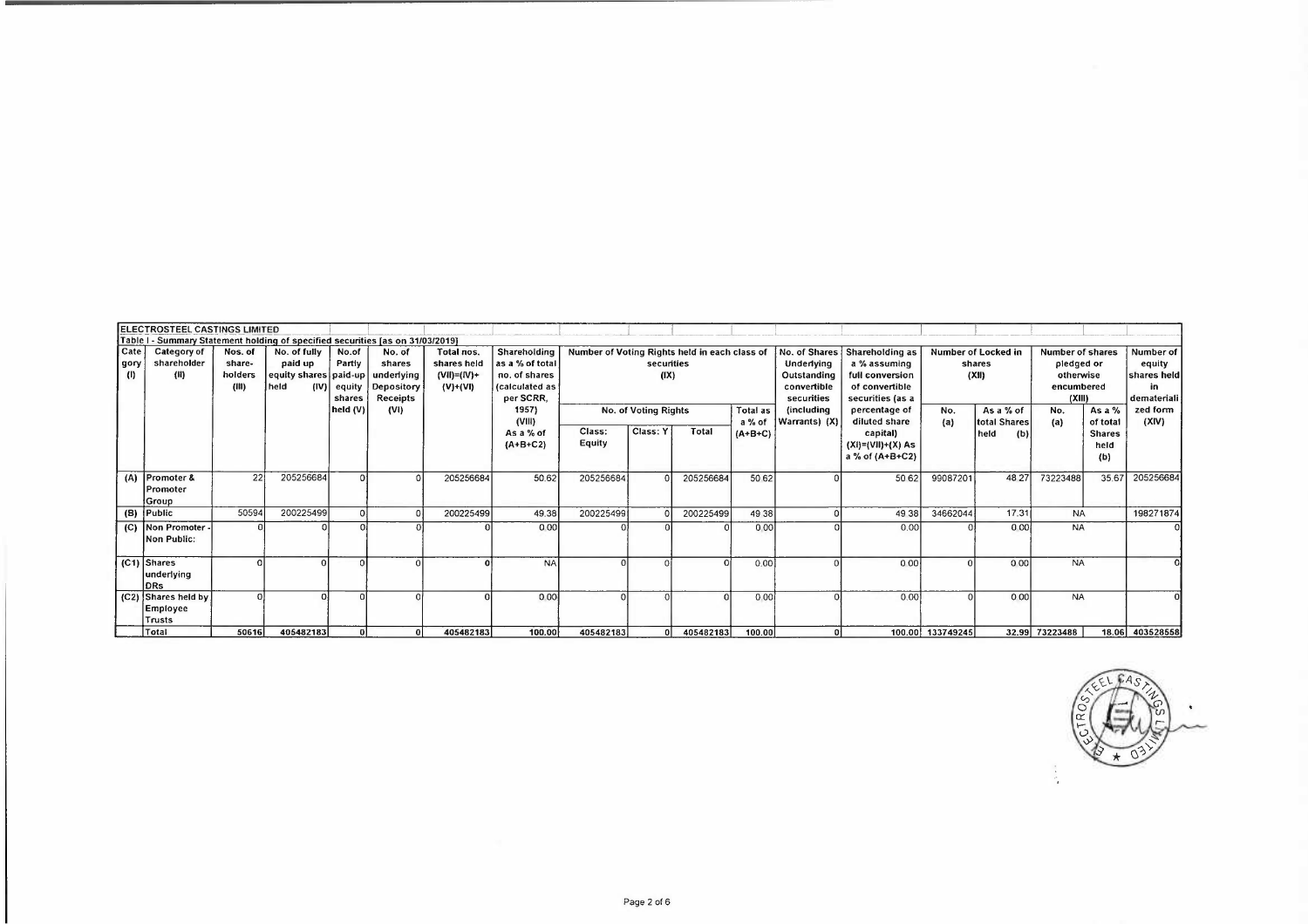ELECTROSTEEL CASTINGS LIMITED

Table I - Summary Statement holding of specified securities [as on 31/03/2019]

| Category (I) | Category of shareholder (II) | Nos. of share-holders (III) | No. of fully paid up equity shares held (IV) | No.of Partly paid-up equity shares held (V) | No. of shares underlying Depository Receipts (VI) | Total nos. shares held (VII)=(IV)+(V)+(VI) | Shareholding as a % of total no. of shares (calculated as per SCRR, 1957) (VIII) As a % of (A+B+C2) | Number of Voting Rights held in each class of securities (IX) | | | | No. of Shares Underlying Outstanding convertible securities (including Warrants) (X) | Shareholding as a % assuming full conversion of convertible securities (as a percentage of diluted share capital) (XI)=(VII)+(X) As a % of (A+B+C2) | Number of Locked in shares (XII) | | Number of shares pledged or otherwise encumbered (XIII) | | Number of equity shares held in dematerialized form (XIV) |
|---|---|---|---|---|---|---|---|---|---|---|---|---|---|---|---|---|---|---|
| | | | | | | | | No. of Voting Rights | | | Total as a % of (A+B+C) | | | No. (a) | As a % of total Shares held (b) | No. (a) | As a % of total Shares held (b) | |
| | | | | | | | | Class: Equity | Class: Y | Total | | | | | | | | |
| (A) | Promoter & Promoter Group | 22 | 205256684 | 0 | 0 | 205256684 | 50.62 | 205256684 | 0 | 205256684 | 50.62 | 0 | 50.62 | 99087201 | 48.27 | 73223488 | 35.67 | 205256684 |
| (B) | Public | 50594 | 200225499 | 0 | 0 | 200225499 | 49.38 | 200225499 | 0 | 200225499 | 49.38 | 0 | 49.38 | 34662044 | 17.31 | NA | | 198271874 |
| (C) | Non Promoter - Non Public: | 0 | 0 | 0 | 0 | 0 | 0.00 | 0 | 0 | 0 | 0.00 | 0 | 0.00 | 0 | 0.00 | NA | | 0 |
| (C1) | Shares underlying DRs | 0 | 0 | 0 | 0 | 0 | NA | 0 | 0 | 0 | 0.00 | 0 | 0.00 | 0 | 0.00 | NA | | 0 |
| (C2) | Shares held by Employee Trusts | 0 | 0 | 0 | 0 | 0 | 0.00 | 0 | 0 | 0 | 0.00 | 0 | 0.00 | 0 | 0.00 | NA | | 0 |
| | Total | 50616 | 405482183 | 0 | 0 | 405482183 | 100.00 | 405482183 | 0 | 405482183 | 100.00 | 0 | 100.00 | 133749245 | 32.99 | 73223488 | 18.06 | 403528558 |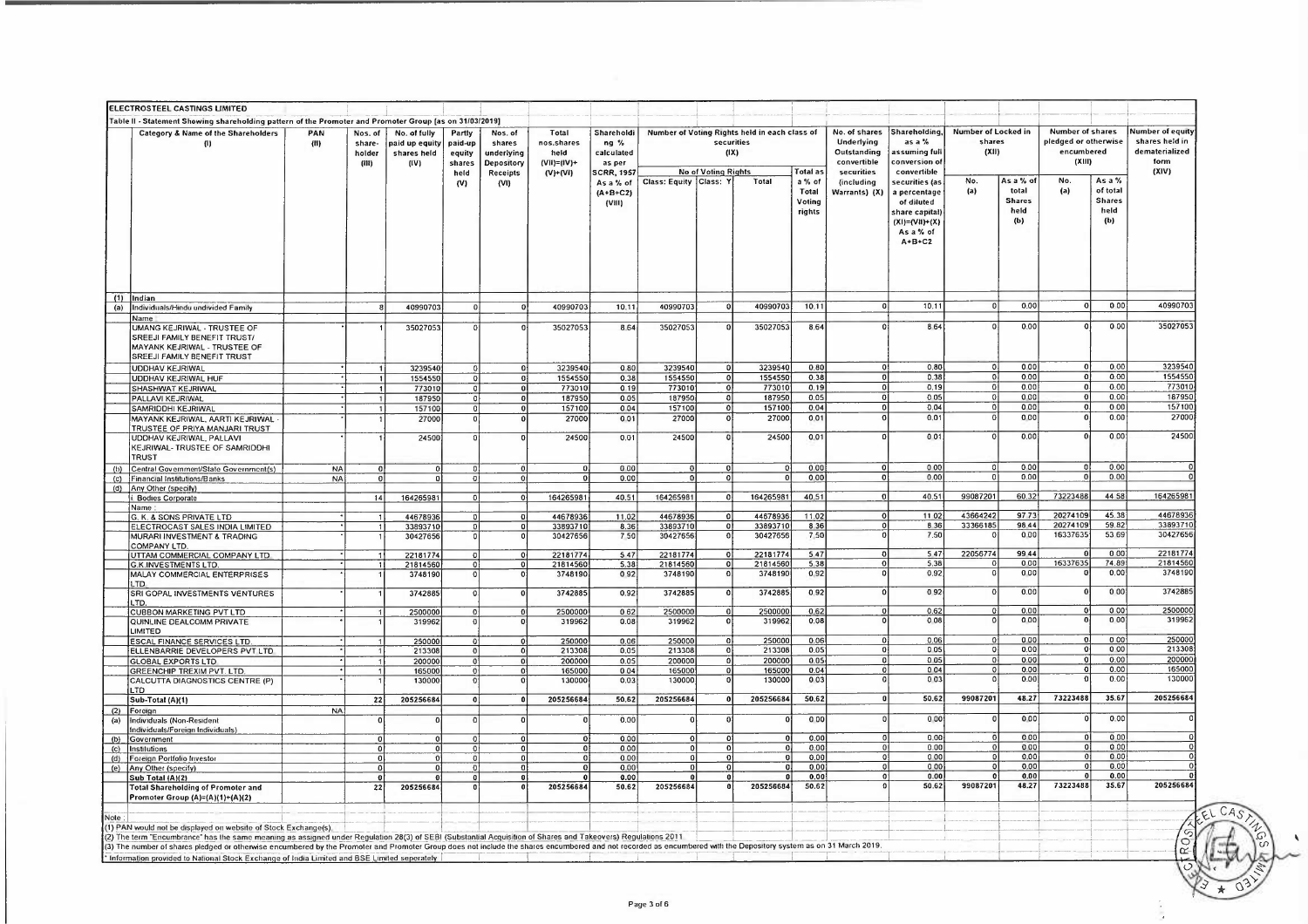**ELECTROSTEEL CASTINGS LIMITED**

Table II - Statement Showing shareholding pattern of the Promoter and Promoter Group (as on 31/03/2019)

| | Category & Name of the Shareholders (I) | PAN (II) | Nos. of share-holder (III) | No. of fully paid up equity shares held (IV) | Partly paid-up equity shares held (V) | Nos. of shares underlying Depository Receipts (VI) | Total nos.shares held (VII)=(IV)+(V)+(VI) | Shareholding % calculated as per SCRR, 1957 As a % of (A+B+C2) (VIII) | Number of Voting Rights held in each class of securities (IX) | | | | No. of shares Underlying Outstanding convertible securities (including Warrants) (X) | Shareholding, as a % assuming full conversion of convertible securities (as a percentage of diluted share capital) (XI)=(VII)+(X) As a % of A+B+C2 | Number of Locked in shares (XII) | | Number of shares pledged or otherwise encumbered (XIII) | | Number of equity shares held in dematerialized form (XIV) |
|---|---|---|---|---|---|---|---|---|---|---|---|---|---|---|---|---|---|---|---|
| | | | | | | | | | No of Voting Rights | | | Total as a % of Total Voting rights | | | No. (a) | As a % of total Shares held (b) | No. (a) | As a % of total Shares held (b) | |
| | | | | | | | | | Class: Equity | Class: Y | Total | | | | | | | | |
| (1) | Indian | | | | | | | | | | | | | | | | | | |
| (a) | Individuals/Hindu undivided Family | | 8 | 40990703 | 0 | 0 | 40990703 | 10.11 | 40990703 | 0 | 40990703 | 10.11 | 0 | 10.11 | 0 | 0.00 | 0 | 0.00 | 40990703 |
| | Name : | | | | | | | | | | | | | | | | | | |
| | UMANG KEJRIWAL - TRUSTEE OF SREEJI FAMILY BENEFIT TRUST/ MAYANK KEJRIWAL - TRUSTEE OF SREEJI FAMILY BENEFIT TRUST | * | 1 | 35027053 | 0 | 0 | 35027053 | 8.64 | 35027053 | 0 | 35027053 | 8.64 | 0 | 8.64 | 0 | 0.00 | 0 | 0.00 | 35027053 |
| | UDDHAV KEJRIWAL | * | 1 | 3239540 | 0 | 0 | 3239540 | 0.80 | 3239540 | 0 | 3239540 | 0.80 | 0 | 0.80 | 0 | 0.00 | 0 | 0.00 | 3239540 |
| | UDDHAV KEJRIWAL HUF | * | 1 | 1554550 | 0 | 0 | 1554550 | 0.38 | 1554550 | 0 | 1554550 | 0.38 | 0 | 0.38 | 0 | 0.00 | 0 | 0.00 | 1554550 |
| | SHASHWAT KEJRIWAL | * | 1 | 773010 | 0 | 0 | 773010 | 0.19 | 773010 | 0 | 773010 | 0.19 | 0 | 0.19 | 0 | 0.00 | 0 | 0.00 | 773010 |
| | PALLAVI KEJRIWAL | * | 1 | 187950 | 0 | 0 | 187950 | 0.05 | 187950 | 0 | 187950 | 0.05 | 0 | 0.05 | 0 | 0.00 | 0 | 0.00 | 187950 |
| | SAMRIDDHI KEJRIWAL | * | 1 | 157100 | 0 | 0 | 157100 | 0.04 | 157100 | 0 | 157100 | 0.04 | 0 | 0.04 | 0 | 0.00 | 0 | 0.00 | 157100 |
| | MAYANK KEJRIWAL, AARTI KEJRIWAL - TRUSTEE OF PRIYA MANJARI TRUST | * | 1 | 27000 | 0 | 0 | 27000 | 0.01 | 27000 | 0 | 27000 | 0.01 | 0 | 0.01 | 0 | 0.00 | 0 | 0.00 | 27000 |
| | UDDHAV KEJRIWAL, PALLAVI KEJRIWAL- TRUSTEE OF SAMRIDDHI TRUST | * | 1 | 24500 | 0 | 0 | 24500 | 0.01 | 24500 | 0 | 24500 | 0.01 | 0 | 0.01 | 0 | 0.00 | 0 | 0.00 | 24500 |
| (b) | Central Government/State Government(s) | NA | 0 | 0 | 0 | 0 | 0 | 0.00 | 0 | 0 | 0 | 0.00 | 0 | 0.00 | 0 | 0.00 | 0 | 0.00 | 0 |
| (c) | Financial Institutions/Banks | NA | 0 | 0 | 0 | 0 | 0 | 0.00 | 0 | 0 | 0 | 0.00 | 0 | 0.00 | 0 | 0.00 | 0 | 0.00 | 0 |
| (d) | Any Other (specify) | | | | | | | | | | | | | | | | | | |
| | i. Bodies Corporate | | 14 | 164265981 | 0 | 0 | 164265981 | 40.51 | 164265981 | 0 | 164265981 | 40.51 | 0 | 40.51 | 99087201 | 60.32 | 73223488 | 44.58 | 164265981 |
| | Name : | | | | | | | | | | | | | | | | | | |
| | G. K. & SONS PRIVATE LTD | * | 1 | 44678936 | 0 | 0 | 44678936 | 11.02 | 44678936 | 0 | 44678936 | 11.02 | 0 | 11.02 | 43664242 | 97.73 | 20274109 | 45.38 | 44678936 |
| | ELECTROCAST SALES INDIA LIMITED | * | 1 | 33893710 | 0 | 0 | 33893710 | 8.36 | 33893710 | 0 | 33893710 | 8.36 | 0 | 8.36 | 33366185 | 98.44 | 20274109 | 59.82 | 33893710 |
| | MURARI INVESTMENT & TRADING COMPANY LTD. | * | 1 | 30427656 | 0 | 0 | 30427656 | 7.50 | 30427656 | 0 | 30427656 | 7.50 | 0 | 7.50 | 0 | 0.00 | 16337635 | 53.69 | 30427656 |
| | UTTAM COMMERCIAL COMPANY LTD | * | 1 | 22181774 | 0 | 0 | 22181774 | 5.47 | 22181774 | 0 | 22181774 | 5.47 | 0 | 5.47 | 22056774 | 99.44 | 0 | 0.00 | 22181774 |
| | G.K.INVESTMENTS LTD. | * | 1 | 21814560 | 0 | 0 | 21814560 | 5.38 | 21814560 | 0 | 21814560 | 5.38 | 0 | 5.38 | 0 | 0.00 | 16337635 | 74.89 | 21814560 |
| | MALAY COMMERCIAL ENTERPRISES LTD. | * | 1 | 3748190 | 0 | 0 | 3748190 | 0.92 | 3748190 | 0 | 3748190 | 0.92 | 0 | 0.92 | 0 | 0.00 | 0 | 0.00 | 3748190 |
| | SRI GOPAL INVESTMENTS VENTURES LTD. | * | 1 | 3742885 | 0 | 0 | 3742885 | 0.92 | 3742885 | 0 | 3742885 | 0.92 | 0 | 0.92 | 0 | 0.00 | 0 | 0.00 | 3742885 |
| | CUBBON MARKETING PVT LTD | * | 1 | 2500000 | 0 | 0 | 2500000 | 0.62 | 2500000 | 0 | 2500000 | 0.62 | 0 | 0.62 | 0 | 0.00 | 0 | 0.00 | 2500000 |
| | QUINLINE DEALCOMM PRIVATE LIMITED | * | 1 | 319962 | 0 | 0 | 319962 | 0.08 | 319962 | 0 | 319962 | 0.08 | 0 | 0.08 | 0 | 0.00 | 0 | 0.00 | 319962 |
| | ESCAL FINANCE SERVICES LTD. | * | 1 | 250000 | 0 | 0 | 250000 | 0.06 | 250000 | 0 | 250000 | 0.06 | 0 | 0.06 | 0 | 0.00 | 0 | 0.00 | 250000 |
| | ELLENBARRIE DEVELOPERS PVT LTD. | * | 1 | 213308 | 0 | 0 | 213308 | 0.05 | 213308 | 0 | 213308 | 0.05 | 0 | 0.05 | 0 | 0.00 | 0 | 0.00 | 213308 |
| | GLOBAL EXPORTS LTD. | * | 1 | 200000 | 0 | 0 | 200000 | 0.05 | 200000 | 0 | 200000 | 0.05 | 0 | 0.05 | 0 | 0.00 | 0 | 0.00 | 200000 |
| | GREENCHIP TREXIM PVT. LTD. | * | 1 | 165000 | 0 | 0 | 165000 | 0.04 | 165000 | 0 | 165000 | 0.04 | 0 | 0.04 | 0 | 0.00 | 0 | 0.00 | 165000 |
| | CALCUTTA DIAGNOSTICS CENTRE (P) LTD | * | 1 | 130000 | 0 | 0 | 130000 | 0.03 | 130000 | 0 | 130000 | 0.03 | 0 | 0.03 | 0 | 0.00 | 0 | 0.00 | 130000 |
| | **Sub-Total (A)(1)** | | 22 | 205256684 | 0 | 0 | 205256684 | 50.62 | 205256684 | 0 | 205256684 | 50.62 | 0 | 50.62 | 99087201 | 48.27 | 73223488 | 35.67 | 205256684 |
| (2) | Foreign | NA | | | | | | | | | | | | | | | | | |
| (a) | Individuals (Non-Resident Individuals/Foreign Individuals) | | 0 | 0 | 0 | 0 | 0 | 0.00 | 0 | 0 | 0 | 0.00 | 0 | 0.00 | 0 | 0.00 | 0 | 0.00 | 0 |
| (b) | Government | | 0 | 0 | 0 | 0 | 0 | 0.00 | 0 | 0 | 0 | 0.00 | 0 | 0.00 | 0 | 0.00 | 0 | 0.00 | 0 |
| (c) | Institutions | | 0 | 0 | 0 | 0 | 0 | 0.00 | 0 | 0 | 0 | 0.00 | 0 | 0.00 | 0 | 0.00 | 0 | 0.00 | 0 |
| (d) | Foreign Portfolio Investor | | 0 | 0 | 0 | 0 | 0 | 0.00 | 0 | 0 | 0 | 0.00 | 0 | 0.00 | 0 | 0.00 | 0 | 0.00 | 0 |
| (e) | Any Other (specify) | | 0 | 0 | 0 | 0 | 0 | 0.00 | 0 | 0 | 0 | 0.00 | 0 | 0.00 | 0 | 0.00 | 0 | 0.00 | 0 |
| | **Sub Total (A)(2)** | | 0 | 0 | 0 | 0 | 0 | 0.00 | 0 | 0 | 0 | 0.00 | 0 | 0.00 | 0 | 0.00 | 0 | 0.00 | 0 |
| | **Total Shareholding of Promoter and Promoter Group (A)=(A)(1)+(A)(2)** | | 22 | 205256684 | 0 | 0 | 205256684 | 50.62 | 205256684 | 0 | 205256684 | 50.62 | 0 | 50.62 | 99087201 | 48.27 | 73223488 | 35.67 | 205256684 |

Note :

(1) PAN would not be displayed on website of Stock Exchange(s).

(2) The term "Encumbrance" has the same meaning as assigned under Regulation 28(3) of SEBI (Substantial Acquisition of Shares and Takeovers) Regulations 2011.

(3) The number of shares pledged or otherwise encumbered by the Promoter and Promoter Group does not include the shares encumbered and not recorded as encumbered with the Depository system as on 31 March 2019.

* Information provided to National Stock Exchange of India Limited and BSE Limited seperately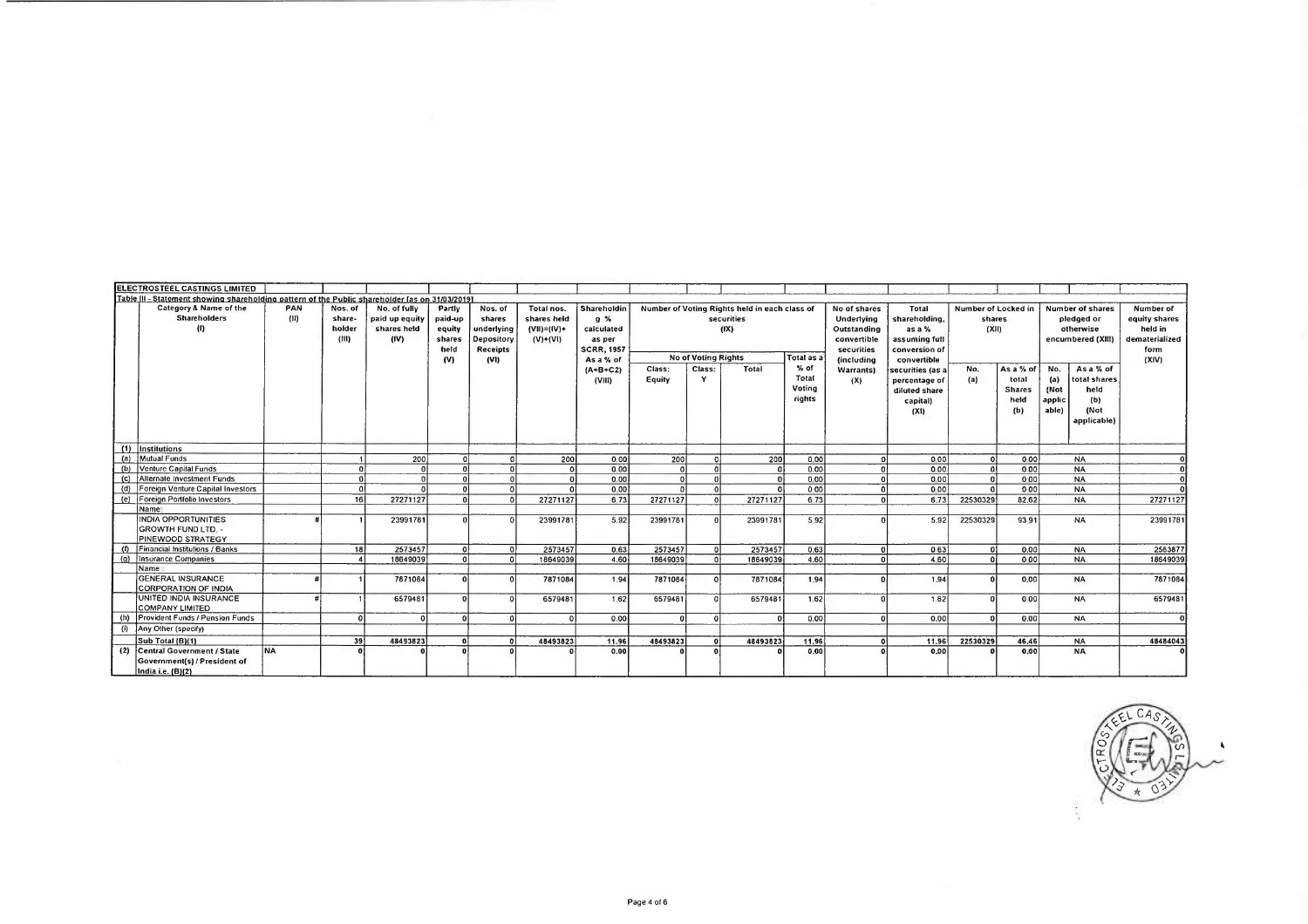**ELECTROSTEEL CASTINGS LIMITED**

Table III - Statement showing shareholding pattern of the Public shareholder [as on 31/03/2019]

| | Category & Name of the Shareholders (I) | PAN (II) | Nos. of share-holder (III) | No. of fully paid up equity shares held (IV) | Partly paid-up equity shares held (V) | Nos. of shares underlying Depository Receipts (VI) | Total nos. shares held (VII)=(IV)+(V)+(VI) | Shareholding % calculated as per SCRR, 1957 As a % of (A+B+C2) (VIII) | Number of Voting Rights held in each class of securities (IX) | | | | No of shares Underlying Outstanding convertible securities (including Warrants) (X) | Total shareholding, as a % assuming full conversion of convertible securities (as a percentage of diluted share capital) (XI) | Number of Locked in shares (XII) | | Number of shares pledged or otherwise encumbered (XIII) | | Number of equity shares held in dematerialized form (XIV) |
|---|---|---|---|---|---|---|---|---|---|---|---|---|---|---|---|---|---|---|---|
| | | | | | | | | | No of Voting Rights | | | Total as a % of Total Voting rights | | | | | | | |
| | | | | | | | | | Class: Equity | Class: Y | Total | | | | No. (a) | As a % of total Shares held (b) | No. (a) (Not applicable) | As a % of total shares held (b) (Not applicable) | |
| (1) | Institutions | | | | | | | | | | | | | | | | | | |
| (a) | Mutual Funds | | 1 | 200 | 0 | 0 | 200 | 0.00 | 200 | 0 | 200 | 0.00 | 0 | 0.00 | 0 | 0.00 | | NA | 0 |
| (b) | Venture Capital Funds | | 0 | 0 | 0 | 0 | 0 | 0.00 | 0 | 0 | 0 | 0.00 | 0 | 0.00 | 0 | 0.00 | | NA | 0 |
| (c) | Alternate Investment Funds | | 0 | 0 | 0 | 0 | 0 | 0.00 | 0 | 0 | 0 | 0.00 | 0 | 0.00 | 0 | 0.00 | | NA | 0 |
| (d) | Foreign Venture Capital Investors | | 0 | 0 | 0 | 0 | 0 | 0.00 | 0 | 0 | 0 | 0.00 | 0 | 0.00 | 0 | 0.00 | | NA | 0 |
| (e) | Foreign Portfolio Investors | | 16 | 27271127 | 0 | 0 | 27271127 | 6.73 | 27271127 | 0 | 27271127 | 6.73 | 0 | 6.73 | 22530329 | 82.62 | | NA | 27271127 |
| | Name: | | | | | | | | | | | | | | | | | | |
| | INDIA OPPORTUNITIES GROWTH FUND LTD. - PINEWOOD STRATEGY | # | 1 | 23991781 | 0 | 0 | 23991781 | 5.92 | 23991781 | 0 | 23991781 | 5.92 | 0 | 5.92 | 22530329 | 93.91 | | NA | 23991781 |
| (f) | Financial Institutions / Banks | | 18 | 2573457 | 0 | 0 | 2573457 | 0.63 | 2573457 | 0 | 2573457 | 0.63 | 0 | 0.63 | 0 | 0.00 | | NA | 2563877 |
| (g) | Insurance Companies | | 4 | 18649039 | 0 | 0 | 18649039 | 4.60 | 18649039 | 0 | 18649039 | 4.60 | 0 | 4.60 | 0 | 0.00 | | NA | 18649039 |
| | Name: | | | | | | | | | | | | | | | | | | |
| | GENERAL INSURANCE CORPORATION OF INDIA | # | 1 | 7871084 | 0 | 0 | 7871084 | 1.94 | 7871084 | 0 | 7871084 | 1.94 | 0 | 1.94 | 0 | 0.00 | | NA | 7871084 |
| | UNITED INDIA INSURANCE COMPANY LIMITED | # | 1 | 6579481 | 0 | 0 | 6579481 | 1.62 | 6579481 | 0 | 6579481 | 1.62 | 0 | 1.62 | 0 | 0.00 | | NA | 6579481 |
| (h) | Provident Funds / Pension Funds | | 0 | 0 | 0 | 0 | 0 | 0.00 | 0 | 0 | 0 | 0.00 | 0 | 0.00 | 0 | 0.00 | | NA | 0 |
| (i) | Any Other (specify) | | | | | | | | | | | | | | | | | | |
| | Sub Total (B)(1) | | 39 | 48493823 | 0 | 0 | 48493823 | 11.96 | 48493823 | 0 | 48493823 | 11.96 | 0 | 11.96 | 22530329 | 46.46 | | NA | 48484043 |
| (2) | Central Government / State Government(s) / President of India i.e. (B)(2) | NA | 0 | 0 | 0 | 0 | 0 | 0.00 | 0 | 0 | 0 | 0.00 | 0 | 0.00 | 0 | 0.00 | | NA | 0 |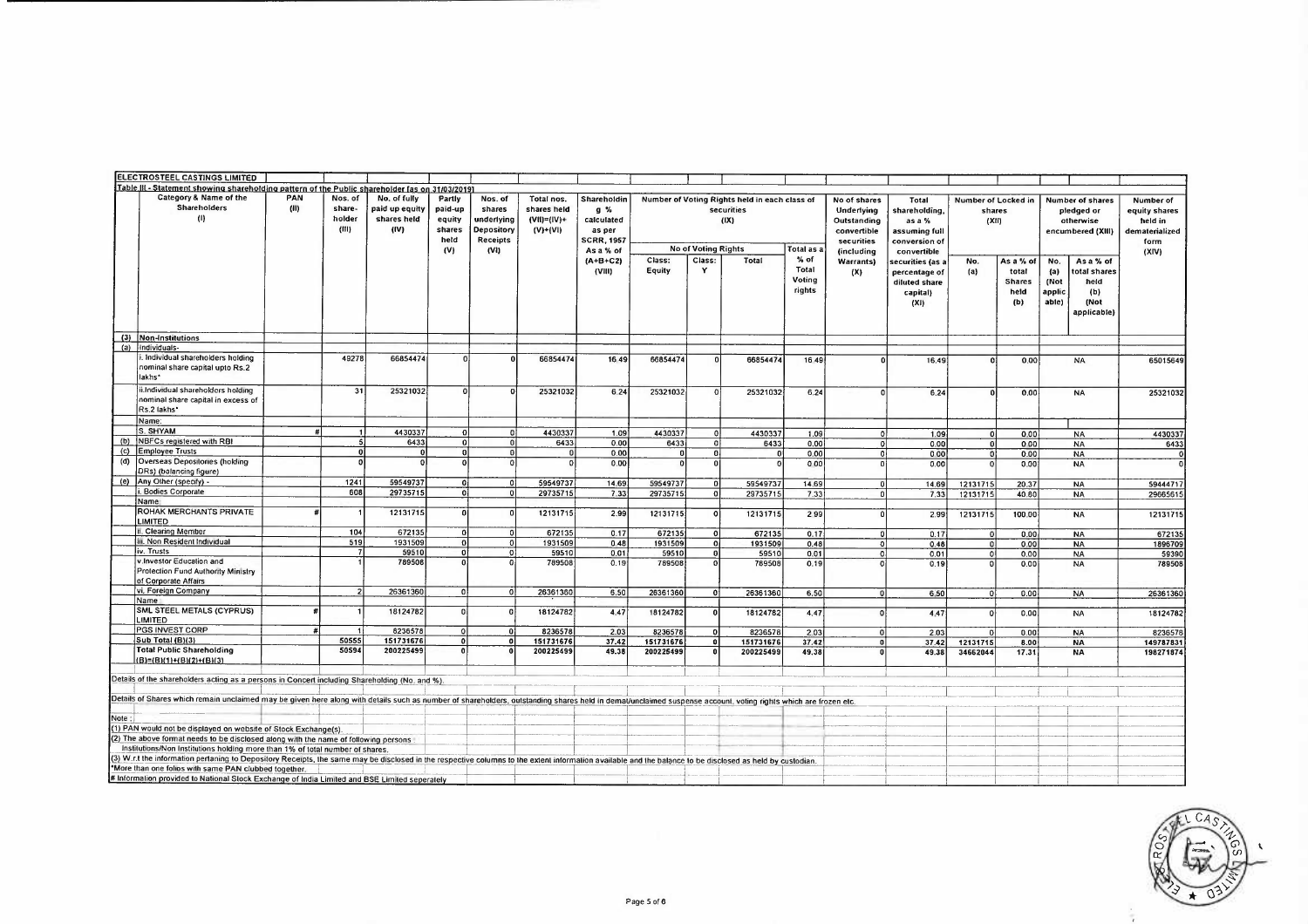**ELECTROSTEEL CASTINGS LIMITED**

**Table III - Statement showing shareholding pattern of the Public shareholder [as on 31/03/2019]**

| | Category & Name of the Shareholders (I) | PAN (II) | Nos. of share-holder (III) | No. of fully paid up equity shares held (IV) | Partly paid-up equity shares held (V) | Nos. of shares underlying Depository Receipts (VI) | Total nos. shares held (VII)=(IV)+(V)+(VI) | Shareholding % calculated as per SCRR, 1957 As a % of (A+B+C2) (VIII) | Number of Voting Rights held in each class of securities (IX) | | | | No of shares Underlying Outstanding convertible securities (including Warrants) (X) | Total shareholding, as a % assuming full conversion of convertible securities (as a percentage of diluted share capital) (XI) | Number of Locked in shares (XII) | | Number of shares pledged or otherwise encumbered (XIII) | | Number of equity shares held in dematerialized form (XIV) |
|---|---|---|---|---|---|---|---|---|---|---|---|---|---|---|---|---|---|---|---|
| | | | | | | | | | No of Voting Rights | | | Total as a % of Total Voting rights | | | No. (a) | As a % of total Shares held (b) | No. (a) (Not applicable) | As a % of total shares held (b) (Not applicable) | |
| | | | | | | | | | Class: Equity | Class: Y | Total | | | | | | | | |
| (3) | Non-Institutions | | | | | | | | | | | | | | | | | | |
| (a) | Individuals- | | | | | | | | | | | | | | | | | | |
| | i. Individual shareholders holding nominal share capital upto Rs.2 lakhs* | | 49278 | 66854474 | 0 | 0 | 66854474 | 16.49 | 66854474 | 0 | 66854474 | 16.49 | 0 | 16.49 | 0 | 0.00 | | NA | 65015649 |
| | ii.Individual shareholders holding nominal share capital in excess of Rs.2 lakhs* | | 31 | 25321032 | 0 | 0 | 25321032 | 6.24 | 25321032 | 0 | 25321032 | 6.24 | 0 | 6.24 | 0 | 0.00 | | NA | 25321032 |
| | Name: | | | | | | | | | | | | | | | | | | |
| | S. SHYAM | # | 1 | 4430337 | 0 | 0 | 4430337 | 1.09 | 4430337 | 0 | 4430337 | 1.09 | 0 | 1.09 | 0 | 0.00 | | NA | 4430337 |
| (b) | NBFCs registered with RBI | | 5 | 6433 | 0 | 0 | 6433 | 0.00 | 6433 | 0 | 6433 | 0.00 | 0 | 0.00 | 0 | 0.00 | | NA | 6433 |
| (c) | Employee Trusts | | 0 | 0 | 0 | 0 | 0 | 0.00 | 0 | 0 | 0 | 0.00 | 0 | 0.00 | 0 | 0.00 | | NA | 0 |
| (d) | Overseas Depositories (holding DRs) (balancing figure) | | 0 | 0 | 0 | 0 | 0 | 0.00 | 0 | 0 | 0 | 0.00 | 0 | 0.00 | 0 | 0.00 | | NA | 0 |
| (e) | Any Other (specify) - | | 1241 | 59549737 | 0 | 0 | 59549737 | 14.69 | 59549737 | 0 | 59549737 | 14.69 | 0 | 14.69 | 12131715 | 20.37 | | NA | 59444717 |
| | i. Bodies Corporate | | 608 | 29735715 | 0 | 0 | 29735715 | 7.33 | 29735715 | 0 | 29735715 | 7.33 | 0 | 7.33 | 12131715 | 40.80 | | NA | 29665615 |
| | Name: | | | | | | | | | | | | | | | | | | |
| | ROHAK MERCHANTS PRIVATE LIMITED | # | 1 | 12131715 | 0 | 0 | 12131715 | 2.99 | 12131715 | 0 | 12131715 | 2.99 | 0 | 2.99 | 12131715 | 100.00 | | NA | 12131715 |
| | ii. Clearing Member | | 104 | 672135 | 0 | 0 | 672135 | 0.17 | 672135 | 0 | 672135 | 0.17 | 0 | 0.17 | 0 | 0.00 | | NA | 672135 |
| | iii. Non Resident Individual | | 519 | 1931509 | 0 | 0 | 1931509 | 0.48 | 1931509 | 0 | 1931509 | 0.48 | 0 | 0.48 | 0 | 0.00 | | NA | 1896709 |
| | iv. Trusts | | 7 | 59510 | 0 | 0 | 59510 | 0.01 | 59510 | 0 | 59510 | 0.01 | 0 | 0.01 | 0 | 0.00 | | NA | 59390 |
| | v.Investor Education and Protection Fund Authority Ministry of Corporate Affairs | | 1 | 789508 | 0 | 0 | 789508 | 0.19 | 789508 | 0 | 789508 | 0.19 | 0 | 0.19 | 0 | 0.00 | | NA | 789508 |
| | vi. Foreign Company | | 2 | 26361360 | 0 | 0 | 26361360 | 6.50 | 26361360 | 0 | 26361360 | 6.50 | 0 | 6.50 | 0 | 0.00 | | NA | 26361360 |
| | Name: | | | | | | | | | | | | | | | | | | |
| | SML STEEL METALS (CYPRUS) LIMITED | # | 1 | 18124782 | 0 | 0 | 18124782 | 4.47 | 18124782 | 0 | 18124782 | 4.47 | 0 | 4.47 | 0 | 0.00 | | NA | 18124782 |
| | PGS INVEST CORP | # | 1 | 8236578 | 0 | 0 | 8236578 | 2.03 | 8236578 | 0 | 8236578 | 2.03 | 0 | 2.03 | 0 | 0.00 | | NA | 8236578 |
| | Sub Total (B)(3) | | 50555 | 151731676 | 0 | 0 | 151731676 | 37.42 | 151731676 | 0 | 151731676 | 37.42 | 0 | 37.42 | 12131715 | 8.00 | | NA | 149787831 |
| | Total Public Shareholding (B)=(B)(1)+(B)(2)+(B)(3) | | 50594 | 200225499 | 0 | 0 | 200225499 | 49.38 | 200225499 | 0 | 200225499 | 49.38 | 0 | 49.38 | 34662044 | 17.31 | | NA | 198271874 |

Details of the shareholders acting as a persons in Concert including Shareholding (No. and %).

Details of Shares which remain unclaimed may be given here along with details such as number of shareholders, outstanding shares held in demat/unclaimed suspense account, voting rights which are frozen etc.

Note :

(1) PAN would not be displayed on website of Stock Exchange(s).

(2) The above format needs to be disclosed along with the name of following persons : Institutions/Non Institutions holding more than 1% of total number of shares.

(3) W.r.t the information pertaining to Depository Receipts, the same may be disclosed in the respective columns to the extent information available and the balance to be disclosed as held by custodian.

*More than one folios with same PAN clubbed together.

# Information provided to National Stock Exchange of India Limited and BSE Limited seperately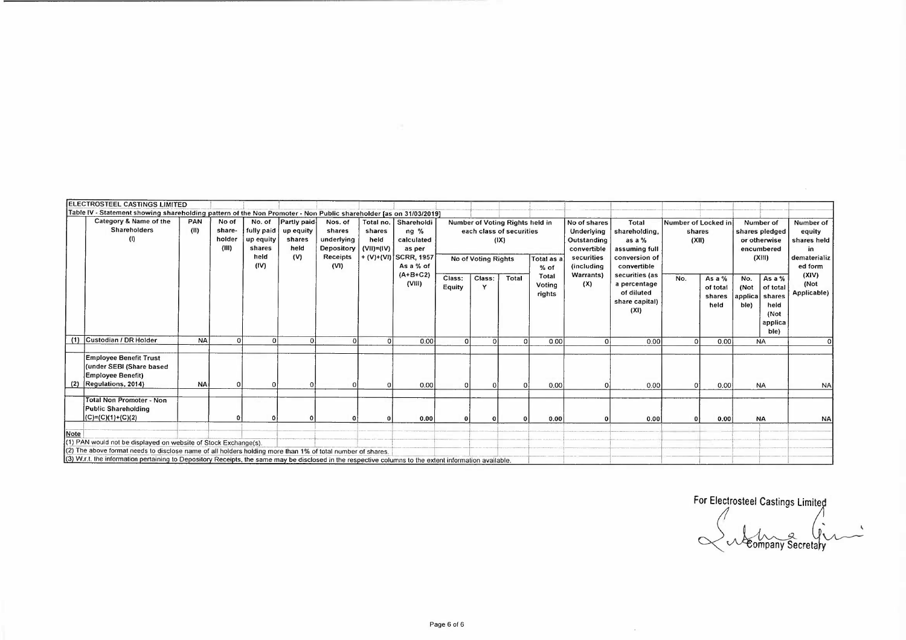ELECTROSTEEL CASTINGS LIMITED

Table IV - Statement showing shareholding pattern of the Non Promoter - Non Public shareholder [as on 31/03/2019]

| | Category & Name of the Shareholders (I) | PAN (II) | No of share-holder (III) | No. of fully paid up equity shares held (IV) | Partly paid-up equity shares held (V) | Nos. of shares underlying Depository Receipts (VI) | Total no. shares held (VII)=(IV)+(V)+(VI) | Shareholding % calculated as per SCRR, 1957 As a % of (A+B+C2) (VIII) | Number of Voting Rights held in each class of securities (IX) | | | | No of shares Underlying Outstanding convertible securities (including Warrants) (X) | Total shareholding, as a % assuming full conversion of convertible securities (as a percentage of diluted share capital) (XI) | Number of Locked in shares (XII) | | Number of shares pledged or otherwise encumbered (XIII) | | Number of equity shares held in dematerialized form (XIV) (Not Applicable) |
|---|---|---|---|---|---|---|---|---|---|---|---|---|---|---|---|---|---|---|---|
| | | | | | | | | | No of Voting Rights | | | Total as a % of Total Voting rights | | | No. | As a % of total shares held | No. (Not applicable) | As a % of total shares held (Not applicable) | |
| | | | | | | | | | Class: Equity | Class: Y | Total | | | | | | | | |
| (1) | Custodian / DR Holder | NA | 0 | 0 | 0 | 0 | 0 | 0.00 | 0 | 0 | 0 | 0.00 | 0 | 0.00 | 0 | 0.00 | NA | | 0 |
| (2) | Employee Benefit Trust (under SEBI (Share based Employee Benefit) Regulations, 2014) | NA | 0 | 0 | 0 | 0 | 0 | 0.00 | 0 | 0 | 0 | 0.00 | 0 | 0.00 | 0 | 0.00 | NA | | NA |
| | **Total Non Promoter - Non Public Shareholding (C)=(C)(1)+(C)(2)** | | **0** | **0** | **0** | **0** | **0** | **0.00** | **0** | **0** | **0** | **0.00** | **0** | **0.00** | **0** | **0.00** | **NA** | | **NA** |

**Note**

(1) PAN would not be displayed on website of Stock Exchange(s).

(2) The above format needs to disclose name of all holders holding more than 1% of total number of shares.

(3) W.r.t. the information pertaining to Depository Receipts, the same may be disclosed in the respective columns to the extent information available.

For Electrosteel Castings Limited

Company Secretary